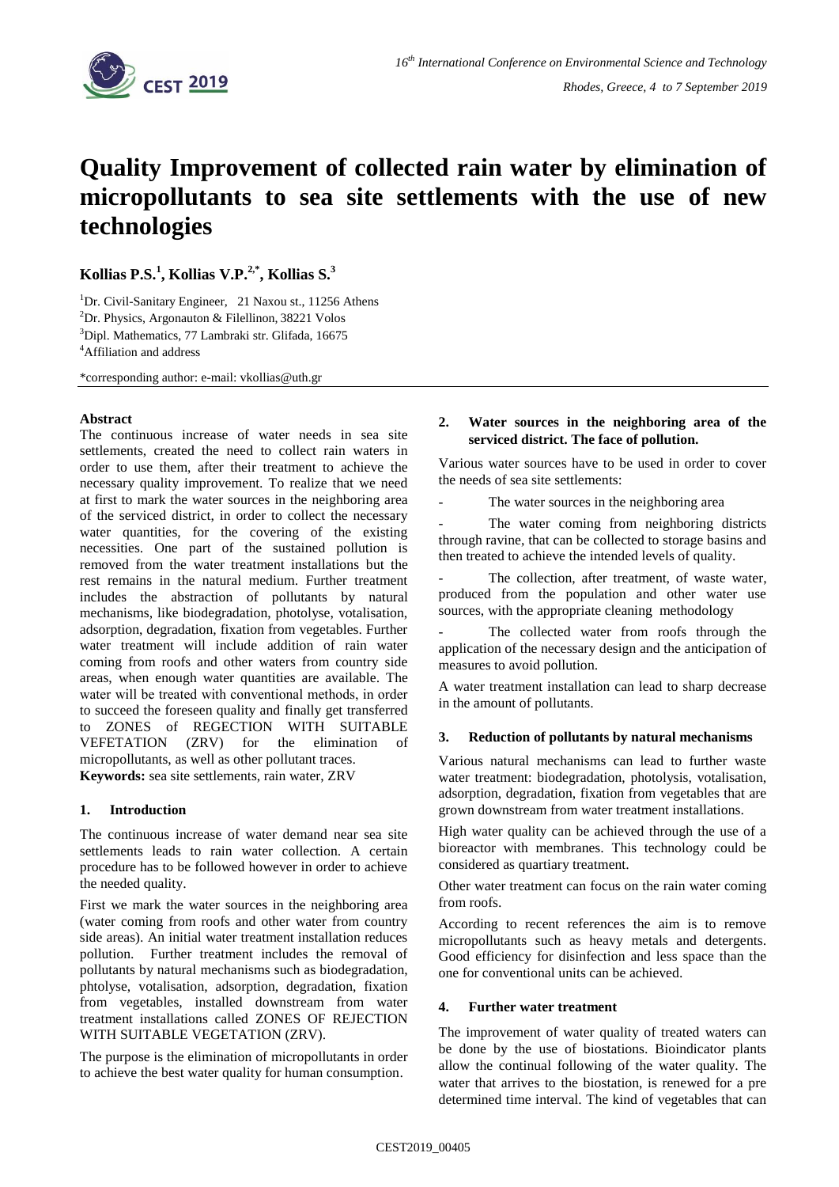# Quality Improvement of collected rain water by elimination of micropollutants to sea site settlements with the use of new technologies

**Kollias P.S.[1], Kollias V.P.[2,*], Kollias S.[3]**

[1]Dr. Civil-Sanitary Engineer, 21 Naxou st., 11256 Athens
[2]Dr. Physics, Argonauton & Filellinon, 38221 Volos
[3]Dipl. Mathematics, 77 Lambraki str. Glifada, 16675
[4]Affiliation and address

*corresponding author: e-mail: vkollias@uth.gr

**Abstract**

The continuous increase of water needs in sea site settlements, created the need to collect rain waters in order to use them, after their treatment to achieve the necessary quality improvement. To realize that we need at first to mark the water sources in the neighboring area of the serviced district, in order to collect the necessary water quantities, for the covering of the existing necessities. One part of the sustained pollution is removed from the water treatment installations but the rest remains in the natural medium. Further treatment includes the abstraction of pollutants by natural mechanisms, like biodegradation, photolyse, votalisation, adsorption, degradation, fixation from vegetables. Further water treatment will include addition of rain water coming from roofs and other waters from country side areas, when enough water quantities are available. The water will be treated with conventional methods, in order to succeed the foreseen quality and finally get transferred to ZONES of REGECTION WITH SUITABLE VEFETATION (ZRV) for the elimination of micropollutants, as well as other pollutant traces.

**Keywords:** sea site settlements, rain water, ZRV

## 1. Introduction

The continuous increase of water demand near sea site settlements leads to rain water collection. A certain procedure has to be followed however in order to achieve the needed quality.

First we mark the water sources in the neighboring area (water coming from roofs and other water from country side areas). An initial water treatment installation reduces pollution. Further treatment includes the removal of pollutants by natural mechanisms such as biodegradation, phtolyse, votalisation, adsorption, degradation, fixation from vegetables, installed downstream from water treatment installations called ZONES OF REJECTION WITH SUITABLE VEGETATION (ZRV).

The purpose is the elimination of micropollutants in order to achieve the best water quality for human consumption.

## 2. Water sources in the neighboring area of the serviced district. The face of pollution.

Various water sources have to be used in order to cover the needs of sea site settlements:

- The water sources in the neighboring area
- The water coming from neighboring districts through ravine, that can be collected to storage basins and then treated to achieve the intended levels of quality.
- The collection, after treatment, of waste water, produced from the population and other water use sources, with the appropriate cleaning methodology
- The collected water from roofs through the application of the necessary design and the anticipation of measures to avoid pollution.

A water treatment installation can lead to sharp decrease in the amount of pollutants.

## 3. Reduction of pollutants by natural mechanisms

Various natural mechanisms can lead to further waste water treatment: biodegradation, photolysis, votalisation, adsorption, degradation, fixation from vegetables that are grown downstream from water treatment installations.

High water quality can be achieved through the use of a bioreactor with membranes. This technology could be considered as quartiary treatment.

Other water treatment can focus on the rain water coming from roofs.

According to recent references the aim is to remove micropollutants such as heavy metals and detergents. Good efficiency for disinfection and less space than the one for conventional units can be achieved.

## 4. Further water treatment

The improvement of water quality of treated waters can be done by the use of biostations. Bioindicator plants allow the continual following of the water quality. The water that arrives to the biostation, is renewed for a pre determined time interval. The kind of vegetables that can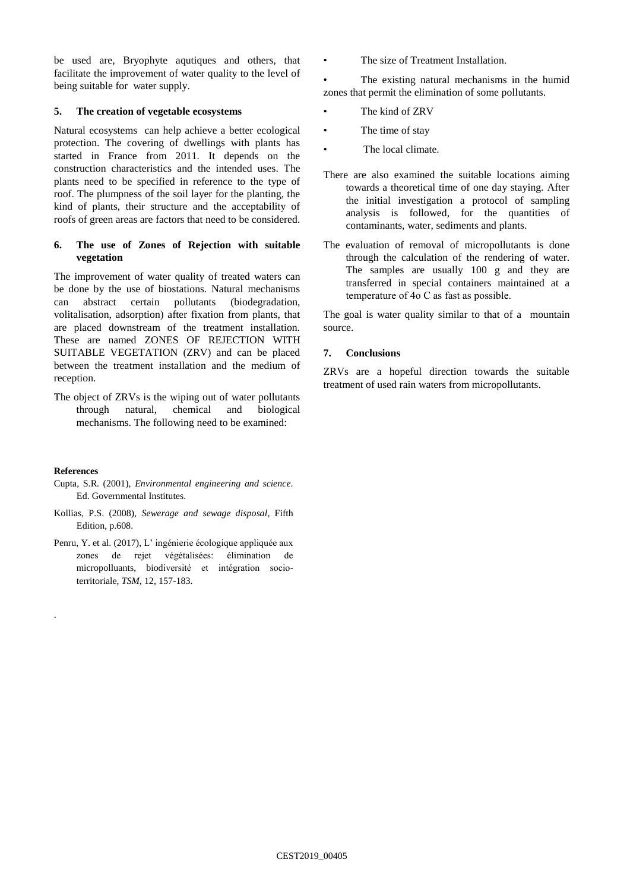be used are, Bryophyte aqutiques and others, that facilitate the improvement of water quality to the level of being suitable for water supply.

## 5. The creation of vegetable ecosystems

Natural ecosystems can help achieve a better ecological protection. The covering of dwellings with plants has started in France from 2011. It depends on the construction characteristics and the intended uses. The plants need to be specified in reference to the type of roof. The plumpness of the soil layer for the planting, the kind of plants, their structure and the acceptability of roofs of green areas are factors that need to be considered.

## 6. The use of Zones of Rejection with suitable vegetation

The improvement of water quality of treated waters can be done by the use of biostations. Natural mechanisms can abstract certain pollutants (biodegradation, volitalisation, adsorption) after fixation from plants, that are placed downstream of the treatment installation. These are named ZONES OF REJECTION WITH SUITABLE VEGETATION (ZRV) and can be placed between the treatment installation and the medium of reception.

The object of ZRVs is the wiping out of water pollutants through natural, chemical and biological mechanisms. The following need to be examined:

- The size of Treatment Installation.
- The existing natural mechanisms in the humid zones that permit the elimination of some pollutants.
- The kind of ZRV
- The time of stay
- The local climate.

There are also examined the suitable locations aiming towards a theoretical time of one day staying. After the initial investigation a protocol of sampling analysis is followed, for the quantities of contaminants, water, sediments and plants.

The evaluation of removal of micropollutants is done through the calculation of the rendering of water. The samples are usually 100 g and they are transferred in special containers maintained at a temperature of 4o C as fast as possible.

The goal is water quality similar to that of a mountain source.

## 7. Conclusions

ZRVs are a hopeful direction towards the suitable treatment of used rain waters from micropollutants.

### References

Cupta, S.R. (2001), *Environmental engineering and science*. Ed. Governmental Institutes.

Kollias, P.S. (2008), *Sewerage and sewage disposal*, Fifth Edition, p.608.

Penru, Y. et al. (2017), L' ingénierie écologique appliquée aux zones de rejet végétalisées: élimination de micropolluants, biodiversité et intégration socio-territoriale, *TSM*, 12, 157-183.